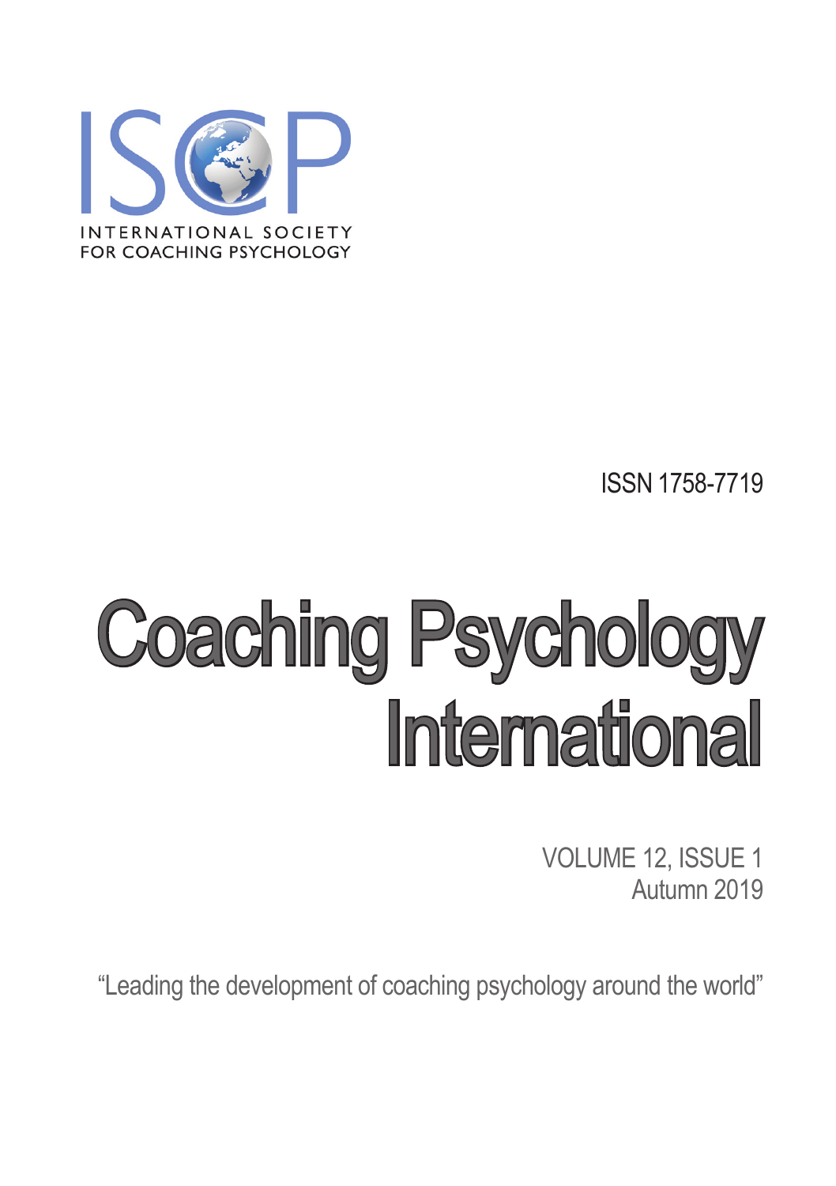ISCP

INTERNATIONAL SOCIETY
FOR COACHING PSYCHOLOGY

ISSN 1758-7719

# Coaching Psychology International

VOLUME 12, ISSUE 1
Autumn 2019

"Leading the development of coaching psychology around the world"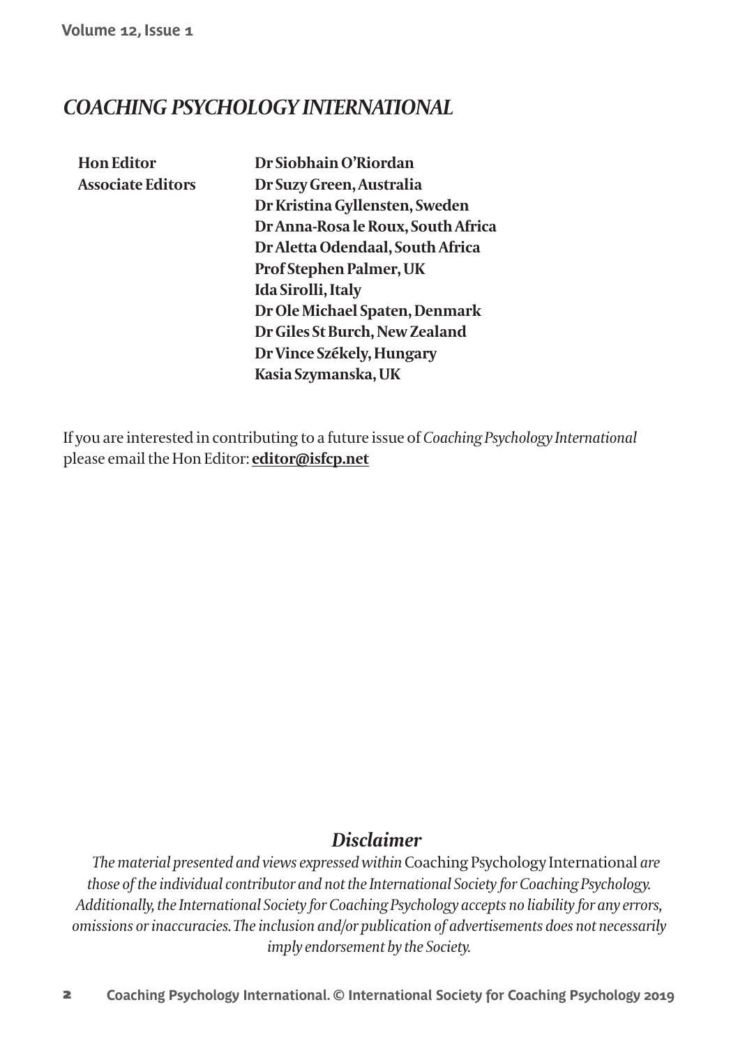## *COACHING PSYCHOLOGY INTERNATIONAL*

| | |
|---|---|
| **Hon Editor** | **Dr Siobhain O'Riordan** |
| **Associate Editors** | **Dr Suzy Green, Australia** |
| | **Dr Kristina Gyllensten, Sweden** |
| | **Dr Anna-Rosa le Roux, South Africa** |
| | **Dr Aletta Odendaal, South Africa** |
| | **Prof Stephen Palmer, UK** |
| | **Ida Sirolli, Italy** |
| | **Dr Ole Michael Spaten, Denmark** |
| | **Dr Giles St Burch, New Zealand** |
| | **Dr Vince Székely, Hungary** |
| | **Kasia Szymanska, UK** |

If you are interested in contributing to a future issue of *Coaching Psychology International* please email the Hon Editor: **editor@isfcp.net**

### *Disclaimer*

*The material presented and views expressed within* Coaching Psychology International *are those of the individual contributor and not the International Society for Coaching Psychology. Additionally, the International Society for Coaching Psychology accepts no liability for any errors, omissions or inaccuracies. The inclusion and/or publication of advertisements does not necessarily imply endorsement by the Society.*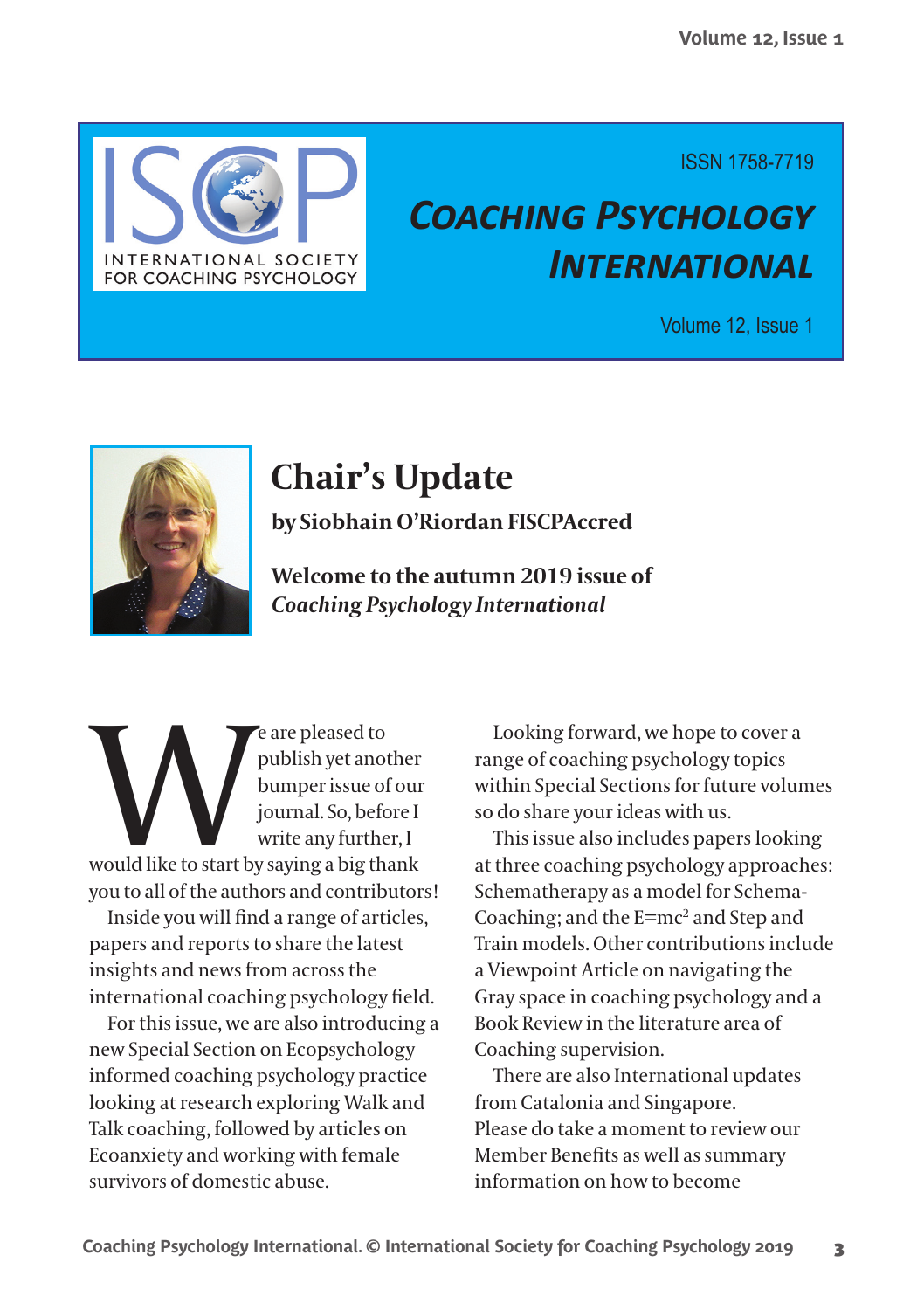ISSN 1758-7719

# Coaching Psychology International

## Chair's Update

**by Siobhain O'Riordan FISCPAccred**

**Welcome to the autumn 2019 issue of *Coaching Psychology International***

We are pleased to publish yet another bumper issue of our journal. So, before I write any further, I would like to start by saying a big thank you to all of the authors and contributors!

Inside you will find a range of articles, papers and reports to share the latest insights and news from across the international coaching psychology field.

For this issue, we are also introducing a new Special Section on Ecopsychology informed coaching psychology practice looking at research exploring Walk and Talk coaching, followed by articles on Ecoanxiety and working with female survivors of domestic abuse.

Looking forward, we hope to cover a range of coaching psychology topics within Special Sections for future volumes so do share your ideas with us.

This issue also includes papers looking at three coaching psychology approaches: Schematherapy as a model for Schema-Coaching; and the E=mc² and Step and Train models. Other contributions include a Viewpoint Article on navigating the Gray space in coaching psychology and a Book Review in the literature area of Coaching supervision.

There are also International updates from Catalonia and Singapore. Please do take a moment to review our Member Benefits as well as summary information on how to become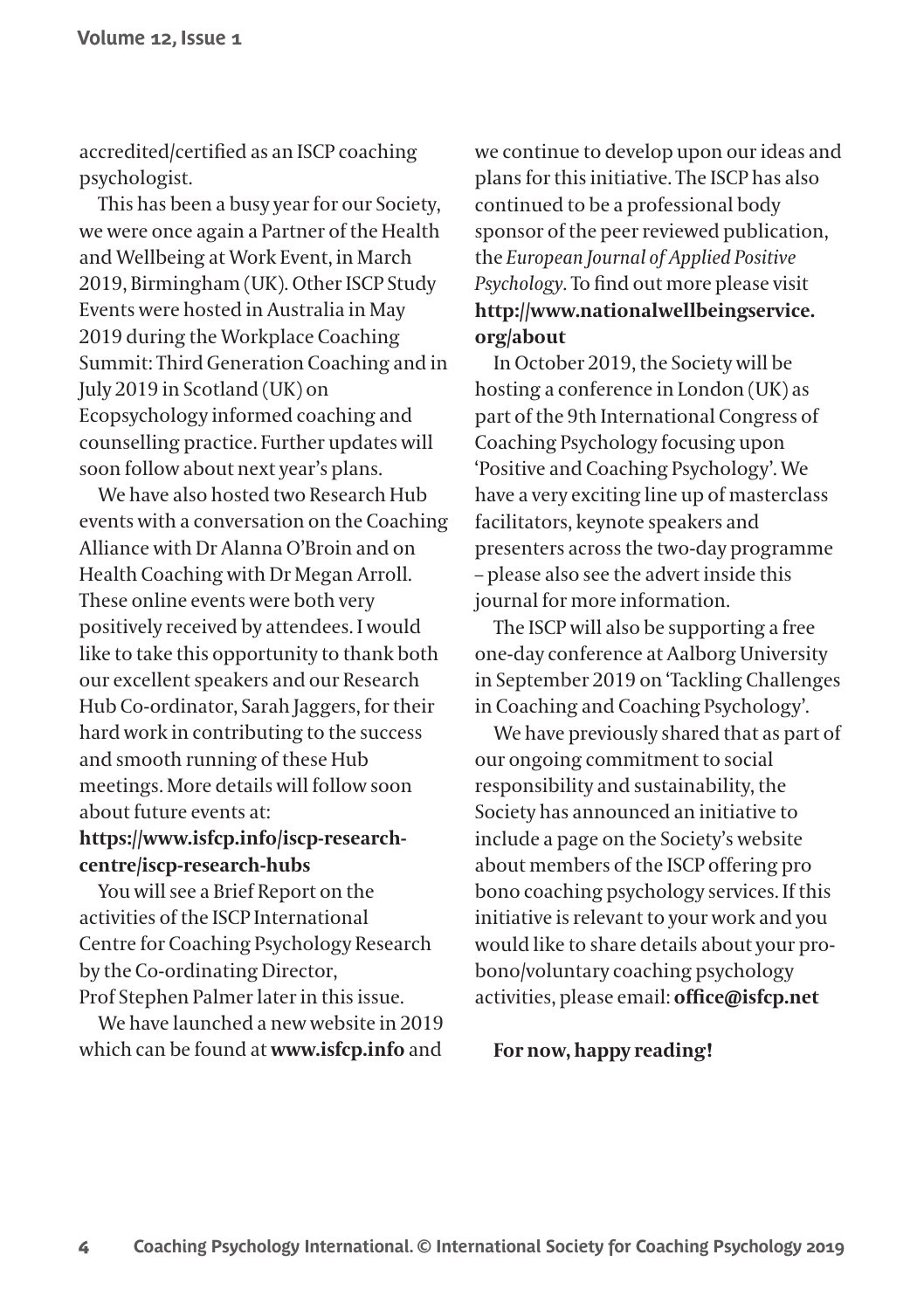accredited/certified as an ISCP coaching psychologist.

This has been a busy year for our Society, we were once again a Partner of the Health and Wellbeing at Work Event, in March 2019, Birmingham (UK). Other ISCP Study Events were hosted in Australia in May 2019 during the Workplace Coaching Summit: Third Generation Coaching and in July 2019 in Scotland (UK) on Ecopsychology informed coaching and counselling practice. Further updates will soon follow about next year's plans.

We have also hosted two Research Hub events with a conversation on the Coaching Alliance with Dr Alanna O'Broin and on Health Coaching with Dr Megan Arroll. These online events were both very positively received by attendees. I would like to take this opportunity to thank both our excellent speakers and our Research Hub Co-ordinator, Sarah Jaggers, for their hard work in contributing to the success and smooth running of these Hub meetings. More details will follow soon about future events at: **https://www.isfcp.info/iscp-research-centre/iscp-research-hubs**

You will see a Brief Report on the activities of the ISCP International Centre for Coaching Psychology Research by the Co-ordinating Director, Prof Stephen Palmer later in this issue.

We have launched a new website in 2019 which can be found at **www.isfcp.info** and we continue to develop upon our ideas and plans for this initiative. The ISCP has also continued to be a professional body sponsor of the peer reviewed publication, the *European Journal of Applied Positive Psychology*. To find out more please visit **http://www.nationalwellbeingservice.org/about**

In October 2019, the Society will be hosting a conference in London (UK) as part of the 9th International Congress of Coaching Psychology focusing upon 'Positive and Coaching Psychology'. We have a very exciting line up of masterclass facilitators, keynote speakers and presenters across the two-day programme – please also see the advert inside this journal for more information.

The ISCP will also be supporting a free one-day conference at Aalborg University in September 2019 on 'Tackling Challenges in Coaching and Coaching Psychology'.

We have previously shared that as part of our ongoing commitment to social responsibility and sustainability, the Society has announced an initiative to include a page on the Society's website about members of the ISCP offering pro bono coaching psychology services. If this initiative is relevant to your work and you would like to share details about your pro-bono/voluntary coaching psychology activities, please email: **office@isfcp.net**

**For now, happy reading!**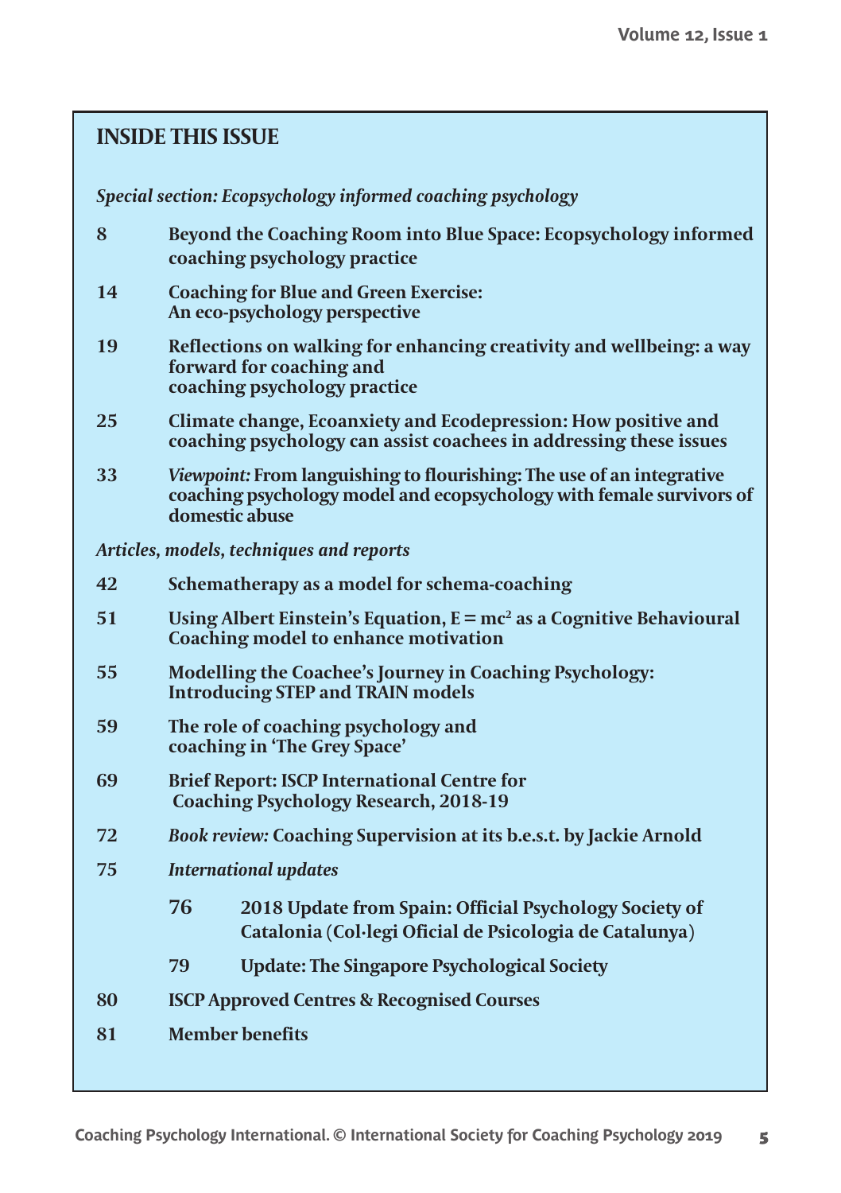## INSIDE THIS ISSUE

*Special section: Ecopsychology informed coaching psychology*

| | |
|---|---|
| **8** | **Beyond the Coaching Room into Blue Space: Ecopsychology informed coaching psychology practice** |
| **14** | **Coaching for Blue and Green Exercise: An eco-psychology perspective** |
| **19** | **Reflections on walking for enhancing creativity and wellbeing: a way forward for coaching and coaching psychology practice** |
| **25** | **Climate change, Ecoanxiety and Ecodepression: How positive and coaching psychology can assist coachees in addressing these issues** |
| **33** | ***Viewpoint:* From languishing to flourishing: The use of an integrative coaching psychology model and ecopsychology with female survivors of domestic abuse** |

*Articles, models, techniques and reports*

| | |
|---|---|
| **42** | **Schematherapy as a model for schema-coaching** |
| **51** | **Using Albert Einstein's Equation, $E = mc^2$ as a Cognitive Behavioural Coaching model to enhance motivation** |
| **55** | **Modelling the Coachee's Journey in Coaching Psychology: Introducing STEP and TRAIN models** |
| **59** | **The role of coaching psychology and coaching in 'The Grey Space'** |
| **69** | **Brief Report: ISCP International Centre for Coaching Psychology Research, 2018-19** |
| **72** | ***Book review:* Coaching Supervision at its b.e.s.t. by Jackie Arnold** |
| **75** | ***International updates*** |
| | **76** 2018 Update from Spain: Official Psychology Society of Catalonia (Col·legi Oficial de Psicologia de Catalunya) |
| | **79** Update: The Singapore Psychological Society |
| **80** | **ISCP Approved Centres & Recognised Courses** |
| **81** | **Member benefits** |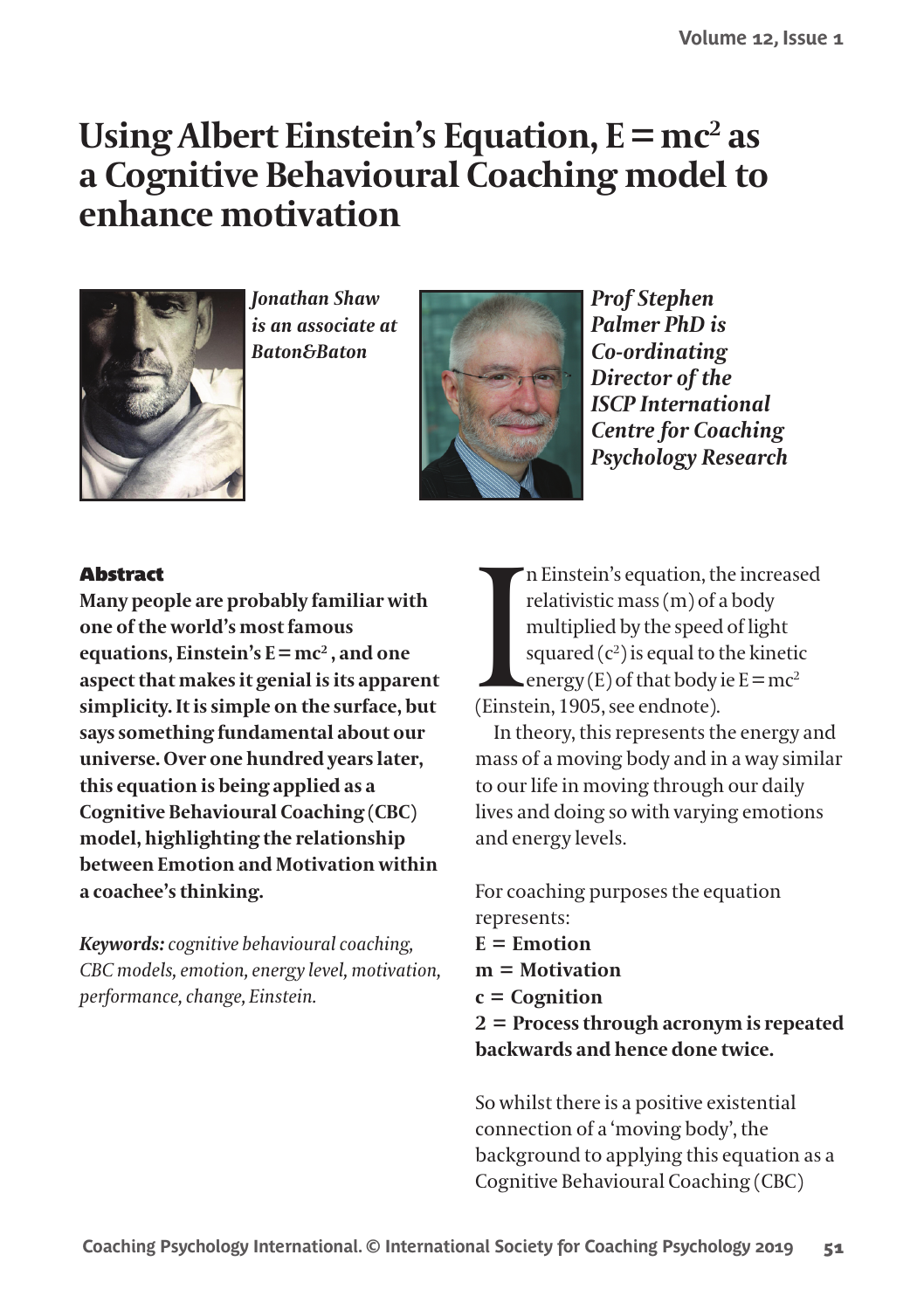# Using Albert Einstein's Equation, $E = mc^2$ as a Cognitive Behavioural Coaching model to enhance motivation

***Jonathan Shaw is an associate at Baton&Baton***

***Prof Stephen Palmer PhD is Co-ordinating Director of the ISCP International Centre for Coaching Psychology Research***

### Abstract

**Many people are probably familiar with one of the world's most famous equations, Einstein's $E = mc^2$, and one aspect that makes it genial is its apparent simplicity. It is simple on the surface, but says something fundamental about our universe. Over one hundred years later, this equation is being applied as a Cognitive Behavioural Coaching (CBC) model, highlighting the relationship between Emotion and Motivation within a coachee's thinking.**

***Keywords:*** *cognitive behavioural coaching, CBC models, emotion, energy level, motivation, performance, change, Einstein.*

In Einstein's equation, the increased relativistic mass (m) of a body multiplied by the speed of light squared ($c^2$) is equal to the kinetic energy (E) of that body ie $E = mc^2$ (Einstein, 1905, see endnote).

In theory, this represents the energy and mass of a moving body and in a way similar to our life in moving through our daily lives and doing so with varying emotions and energy levels.

For coaching purposes the equation represents:

**E = Emotion**
**m = Motivation**
**c = Cognition**
**2 = Process through acronym is repeated backwards and hence done twice.**

So whilst there is a positive existential connection of a 'moving body', the background to applying this equation as a Cognitive Behavioural Coaching (CBC)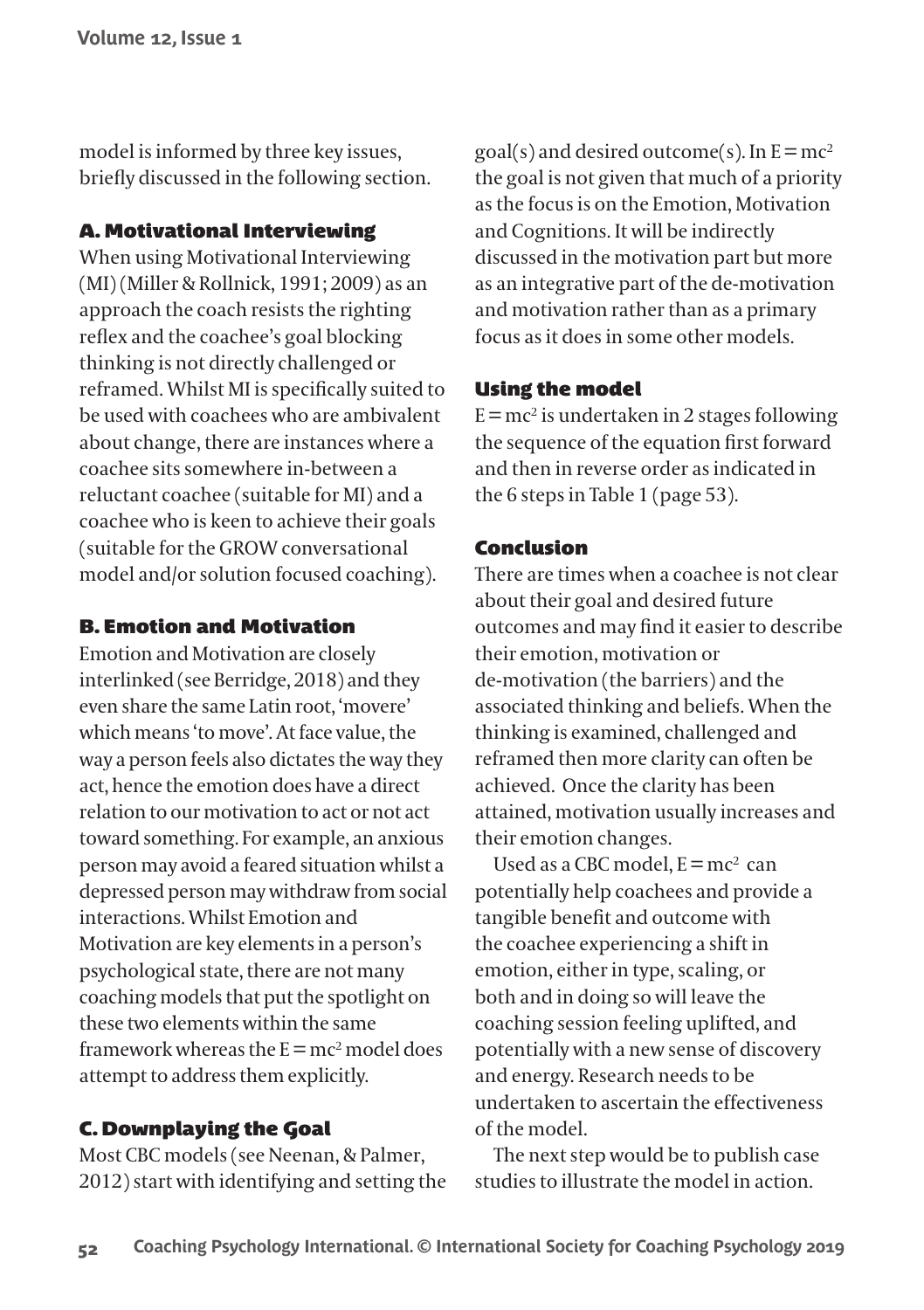model is informed by three key issues, briefly discussed in the following section.

### A. Motivational Interviewing

When using Motivational Interviewing (MI) (Miller & Rollnick, 1991; 2009) as an approach the coach resists the righting reflex and the coachee's goal blocking thinking is not directly challenged or reframed. Whilst MI is specifically suited to be used with coachees who are ambivalent about change, there are instances where a coachee sits somewhere in-between a reluctant coachee (suitable for MI) and a coachee who is keen to achieve their goals (suitable for the GROW conversational model and/or solution focused coaching).

### B. Emotion and Motivation

Emotion and Motivation are closely interlinked (see Berridge, 2018) and they even share the same Latin root, 'movere' which means 'to move'. At face value, the way a person feels also dictates the way they act, hence the emotion does have a direct relation to our motivation to act or not act toward something. For example, an anxious person may avoid a feared situation whilst a depressed person may withdraw from social interactions. Whilst Emotion and Motivation are key elements in a person's psychological state, there are not many coaching models that put the spotlight on these two elements within the same framework whereas the $E = mc^2$ model does attempt to address them explicitly.

### C. Downplaying the Goal

Most CBC models (see Neenan, & Palmer, 2012) start with identifying and setting the goal(s) and desired outcome(s). In $E = mc^2$ the goal is not given that much of a priority as the focus is on the Emotion, Motivation and Cognitions. It will be indirectly discussed in the motivation part but more as an integrative part of the de-motivation and motivation rather than as a primary focus as it does in some other models.

### Using the model

$E = mc^2$ is undertaken in 2 stages following the sequence of the equation first forward and then in reverse order as indicated in the 6 steps in Table 1 (page 53).

### Conclusion

There are times when a coachee is not clear about their goal and desired future outcomes and may find it easier to describe their emotion, motivation or de-motivation (the barriers) and the associated thinking and beliefs. When the thinking is examined, challenged and reframed then more clarity can often be achieved. Once the clarity has been attained, motivation usually increases and their emotion changes.

Used as a CBC model, $E = mc^2$ can potentially help coachees and provide a tangible benefit and outcome with the coachee experiencing a shift in emotion, either in type, scaling, or both and in doing so will leave the coaching session feeling uplifted, and potentially with a new sense of discovery and energy. Research needs to be undertaken to ascertain the effectiveness of the model.

The next step would be to publish case studies to illustrate the model in action.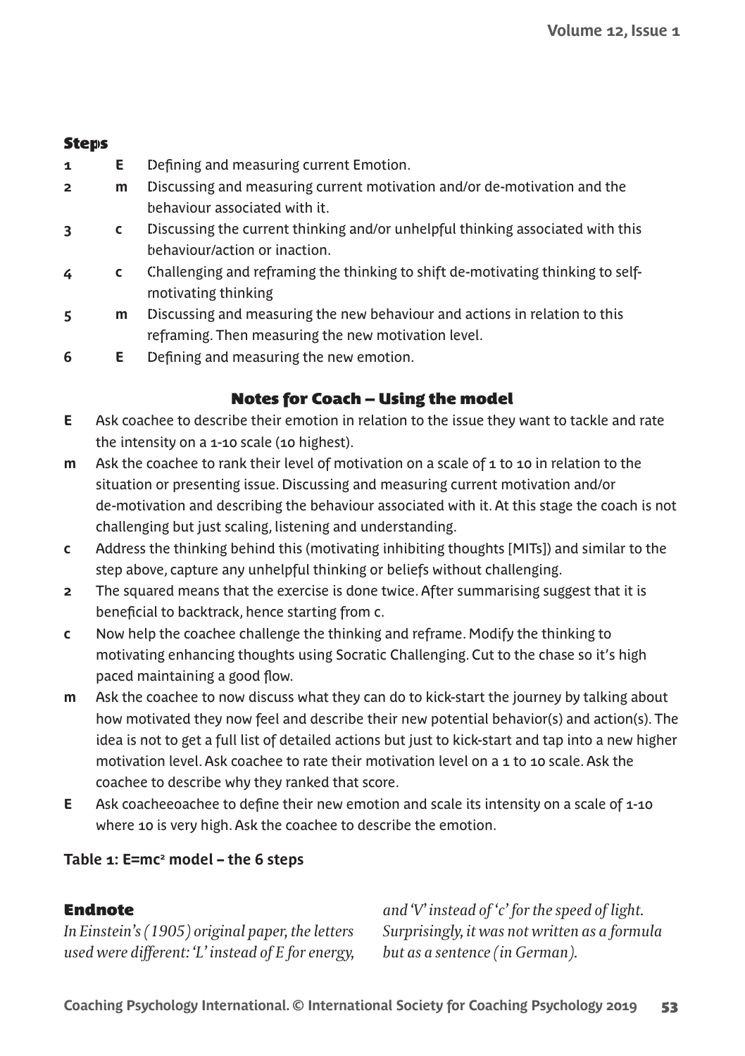#### Steps

| | | |
|---|---|---|
| 1 | E | Defining and measuring current Emotion. |
| 2 | m | Discussing and measuring current motivation and/or de-motivation and the behaviour associated with it. |
| 3 | c | Discussing the current thinking and/or unhelpful thinking associated with this behaviour/action or inaction. |
| 4 | c | Challenging and reframing the thinking to shift de-motivating thinking to self-motivating thinking |
| 5 | m | Discussing and measuring the new behaviour and actions in relation to this reframing. Then measuring the new motivation level. |
| 6 | E | Defining and measuring the new emotion. |

#### Notes for Coach – Using the model

| | |
|---|---|
| E | Ask coachee to describe their emotion in relation to the issue they want to tackle and rate the intensity on a 1-10 scale (10 highest). |
| m | Ask the coachee to rank their level of motivation on a scale of 1 to 10 in relation to the situation or presenting issue. Discussing and measuring current motivation and/or de-motivation and describing the behaviour associated with it. At this stage the coach is not challenging but just scaling, listening and understanding. |
| c | Address the thinking behind this (motivating inhibiting thoughts [MITs]) and similar to the step above, capture any unhelpful thinking or beliefs without challenging. |
| 2 | The squared means that the exercise is done twice. After summarising suggest that it is beneficial to backtrack, hence starting from c. |
| c | Now help the coachee challenge the thinking and reframe. Modify the thinking to motivating enhancing thoughts using Socratic Challenging. Cut to the chase so it's high paced maintaining a good flow. |
| m | Ask the coachee to now discuss what they can do to kick-start the journey by talking about how motivated they now feel and describe their new potential behavior(s) and action(s). The idea is not to get a full list of detailed actions but just to kick-start and tap into a new higher motivation level. Ask coachee to rate their motivation level on a 1 to 10 scale. Ask the coachee to describe why they ranked that score. |
| E | Ask coacheeoachee to define their new emotion and scale its intensity on a scale of 1-10 where 10 is very high. Ask the coachee to describe the emotion. |

**Table 1: $E=mc^2$ model – the 6 steps**

#### Endnote

*In Einstein's (1905) original paper, the letters used were different: 'L' instead of E for energy, and 'V' instead of 'c' for the speed of light. Surprisingly, it was not written as a formula but as a sentence (in German).*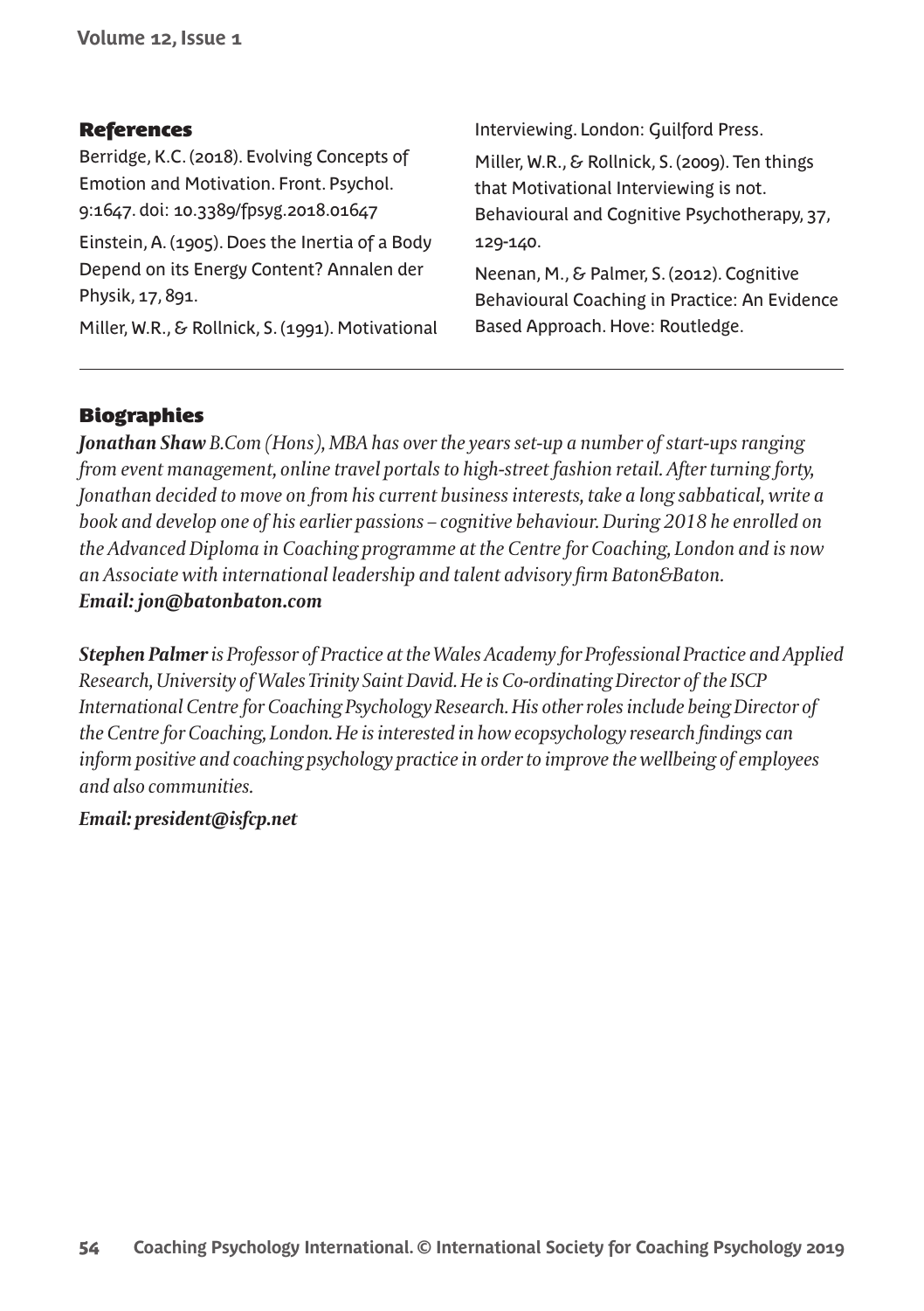## References

Berridge, K.C. (2018). Evolving Concepts of Emotion and Motivation. Front. Psychol. 9:1647. doi: 10.3389/fpsyg.2018.01647

Einstein, A. (1905). Does the Inertia of a Body Depend on its Energy Content? Annalen der Physik, 17, 891.

Miller, W.R., & Rollnick, S. (1991). Motivational Interviewing. London: Guilford Press.

Miller, W.R., & Rollnick, S. (2009). Ten things that Motivational Interviewing is not. Behavioural and Cognitive Psychotherapy, 37, 129-140.

Neenan, M., & Palmer, S. (2012). Cognitive Behavioural Coaching in Practice: An Evidence Based Approach. Hove: Routledge.

---

## Biographies

***Jonathan Shaw*** *B.Com (Hons), MBA has over the years set-up a number of start-ups ranging from event management, online travel portals to high-street fashion retail. After turning forty, Jonathan decided to move on from his current business interests, take a long sabbatical, write a book and develop one of his earlier passions – cognitive behaviour. During 2018 he enrolled on the Advanced Diploma in Coaching programme at the Centre for Coaching, London and is now an Associate with international leadership and talent advisory firm Baton&Baton.*
***Email: jon@batonbaton.com***

***Stephen Palmer*** *is Professor of Practice at the Wales Academy for Professional Practice and Applied Research, University of Wales Trinity Saint David. He is Co-ordinating Director of the ISCP International Centre for Coaching Psychology Research. His other roles include being Director of the Centre for Coaching, London. He is interested in how ecopsychology research findings can inform positive and coaching psychology practice in order to improve the wellbeing of employees and also communities.*

***Email: president@isfcp.net***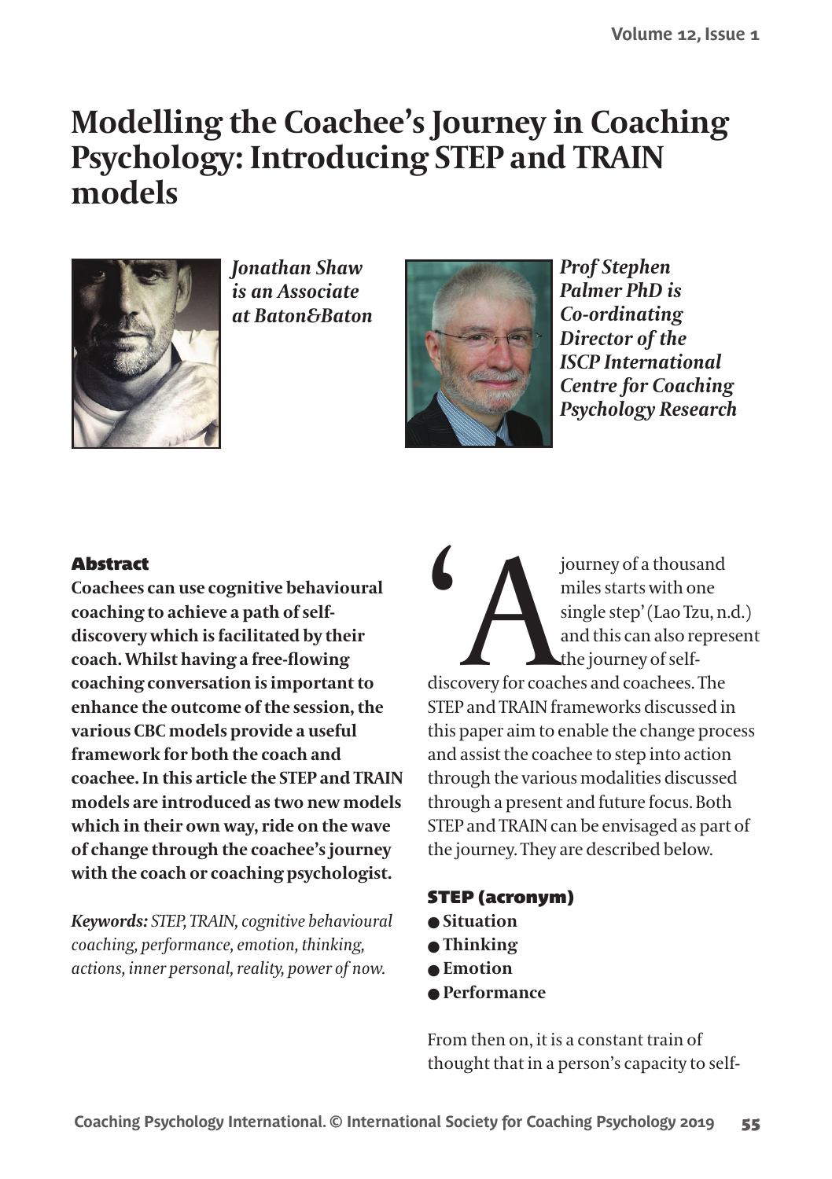# Modelling the Coachee's Journey in Coaching Psychology: Introducing STEP and TRAIN models

*Jonathan Shaw is an Associate at Baton&Baton*

*Prof Stephen Palmer PhD is Co-ordinating Director of the ISCP International Centre for Coaching Psychology Research*

## Abstract

**Coachees can use cognitive behavioural coaching to achieve a path of self-discovery which is facilitated by their coach. Whilst having a free-flowing coaching conversation is important to enhance the outcome of the session, the various CBC models provide a useful framework for both the coach and coachee. In this article the STEP and TRAIN models are introduced as two new models which in their own way, ride on the wave of change through the coachee's journey with the coach or coaching psychologist.**

***Keywords:*** *STEP, TRAIN, cognitive behavioural coaching, performance, emotion, thinking, actions, inner personal, reality, power of now.*

'A journey of a thousand miles starts with one single step' (Lao Tzu, n.d.) and this can also represent the journey of self-discovery for coaches and coachees. The STEP and TRAIN frameworks discussed in this paper aim to enable the change process and assist the coachee to step into action through the various modalities discussed through a present and future focus. Both STEP and TRAIN can be envisaged as part of the journey. They are described below.

### STEP (acronym)

- **Situation**
- **Thinking**
- **Emotion**
- **Performance**

From then on, it is a constant train of thought that in a person's capacity to self-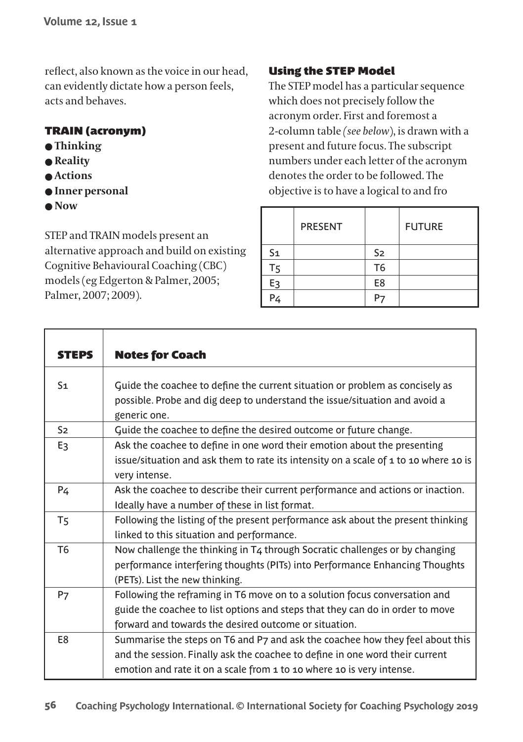reflect, also known as the voice in our head, can evidently dictate how a person feels, acts and behaves.

### TRAIN (acronym)

- **Thinking**
- **Reality**
- **Actions**
- **Inner personal**
- **Now**

STEP and TRAIN models present an alternative approach and build on existing Cognitive Behavioural Coaching (CBC) models (eg Edgerton & Palmer, 2005; Palmer, 2007; 2009).

### Using the STEP Model

The STEP model has a particular sequence which does not precisely follow the acronym order. First and foremost a 2-column table *(see below)*, is drawn with a present and future focus. The subscript numbers under each letter of the acronym denotes the order to be followed. The objective is to have a logical to and fro

| | PRESENT | | FUTURE |
|---|---|---|---|
| S1 | | S2 | |
| T5 | | T6 | |
| E3 | | E8 | |
| P4 | | P7 | |

| STEPS | Notes for Coach |
|---|---|
| S1 | Guide the coachee to define the current situation or problem as concisely as possible. Probe and dig deep to understand the issue/situation and avoid a generic one. |
| S2 | Guide the coachee to define the desired outcome or future change. |
| E3 | Ask the coachee to define in one word their emotion about the presenting issue/situation and ask them to rate its intensity on a scale of 1 to 10 where 10 is very intense. |
| P4 | Ask the coachee to describe their current performance and actions or inaction. Ideally have a number of these in list format. |
| T5 | Following the listing of the present performance ask about the present thinking linked to this situation and performance. |
| T6 | Now challenge the thinking in T4 through Socratic challenges or by changing performance interfering thoughts (PITs) into Performance Enhancing Thoughts (PETs). List the new thinking. |
| P7 | Following the reframing in T6 move on to a solution focus conversation and guide the coachee to list options and steps that they can do in order to move forward and towards the desired outcome or situation. |
| E8 | Summarise the steps on T6 and P7 and ask the coachee how they feel about this and the session. Finally ask the coachee to define in one word their current emotion and rate it on a scale from 1 to 10 where 10 is very intense. |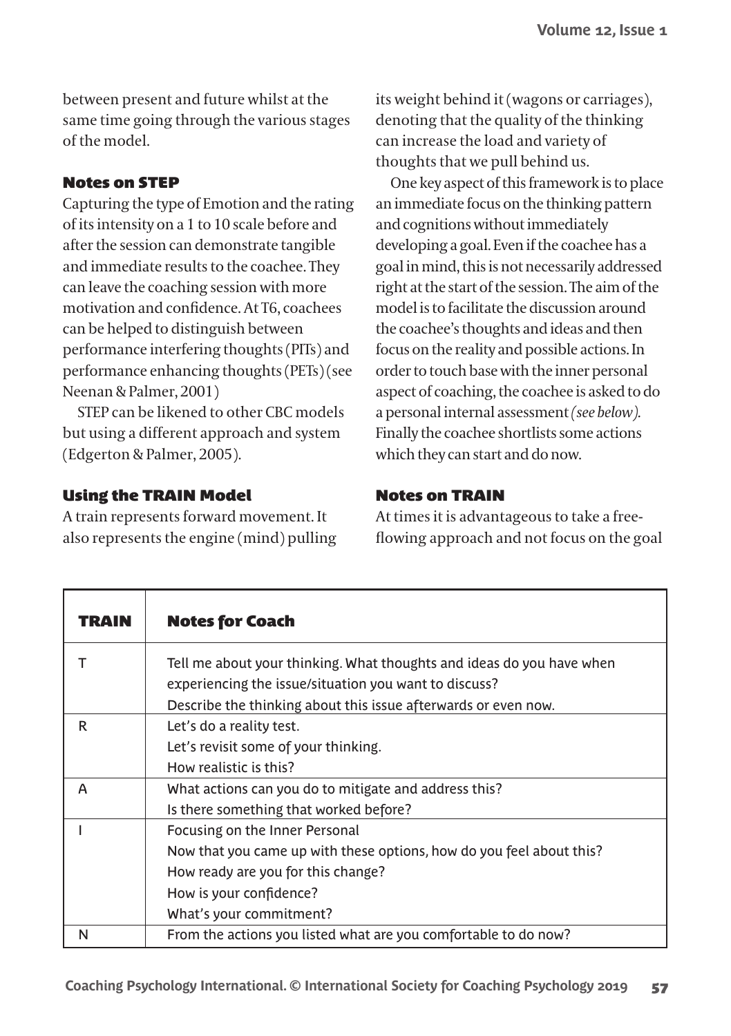between present and future whilst at the same time going through the various stages of the model.

### Notes on STEP

Capturing the type of Emotion and the rating of its intensity on a 1 to 10 scale before and after the session can demonstrate tangible and immediate results to the coachee. They can leave the coaching session with more motivation and confidence. At T6, coachees can be helped to distinguish between performance interfering thoughts (PITs) and performance enhancing thoughts (PETs) (see Neenan & Palmer, 2001)

STEP can be likened to other CBC models but using a different approach and system (Edgerton & Palmer, 2005).

### Using the TRAIN Model

A train represents forward movement. It also represents the engine (mind) pulling its weight behind it (wagons or carriages), denoting that the quality of the thinking can increase the load and variety of thoughts that we pull behind us.

One key aspect of this framework is to place an immediate focus on the thinking pattern and cognitions without immediately developing a goal. Even if the coachee has a goal in mind, this is not necessarily addressed right at the start of the session. The aim of the model is to facilitate the discussion around the coachee's thoughts and ideas and then focus on the reality and possible actions. In order to touch base with the inner personal aspect of coaching, the coachee is asked to do a personal internal assessment *(see below)*. Finally the coachee shortlists some actions which they can start and do now.

### Notes on TRAIN

At times it is advantageous to take a free-flowing approach and not focus on the goal

| TRAIN | Notes for Coach |
|---|---|
| T | Tell me about your thinking. What thoughts and ideas do you have when experiencing the issue/situation you want to discuss?<br>Describe the thinking about this issue afterwards or even now. |
| R | Let's do a reality test.<br>Let's revisit some of your thinking.<br>How realistic is this? |
| A | What actions can you do to mitigate and address this?<br>Is there something that worked before? |
| I | Focusing on the Inner Personal<br>Now that you came up with these options, how do you feel about this?<br>How ready are you for this change?<br>How is your confidence?<br>What's your commitment? |
| N | From the actions you listed what are you comfortable to do now? |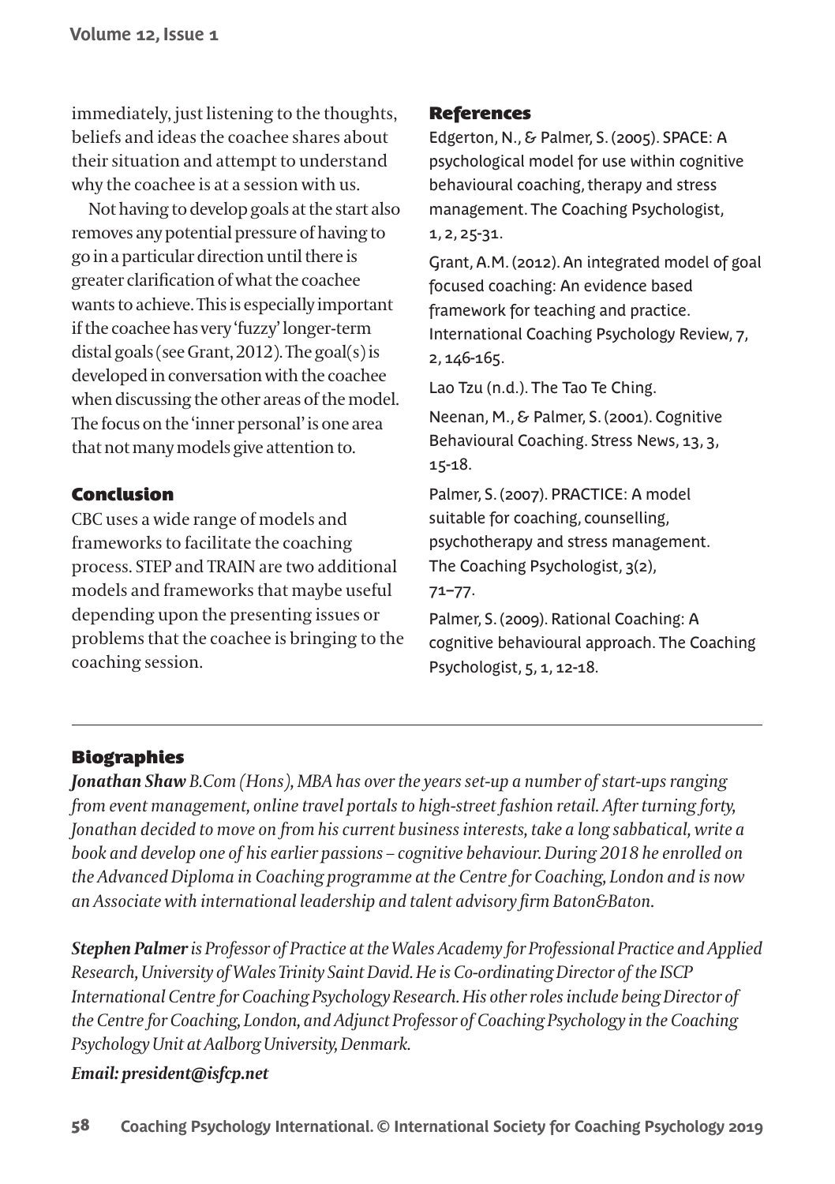immediately, just listening to the thoughts, beliefs and ideas the coachee shares about their situation and attempt to understand why the coachee is at a session with us.

Not having to develop goals at the start also removes any potential pressure of having to go in a particular direction until there is greater clarification of what the coachee wants to achieve. This is especially important if the coachee has very 'fuzzy' longer-term distal goals (see Grant, 2012). The goal(s) is developed in conversation with the coachee when discussing the other areas of the model. The focus on the 'inner personal' is one area that not many models give attention to.

## Conclusion

CBC uses a wide range of models and frameworks to facilitate the coaching process. STEP and TRAIN are two additional models and frameworks that maybe useful depending upon the presenting issues or problems that the coachee is bringing to the coaching session.

## References

Edgerton, N., & Palmer, S. (2005). SPACE: A psychological model for use within cognitive behavioural coaching, therapy and stress management. The Coaching Psychologist, 1, 2, 25-31.

Grant, A.M. (2012). An integrated model of goal focused coaching: An evidence based framework for teaching and practice. International Coaching Psychology Review, 7, 2, 146-165.

Lao Tzu (n.d.). The Tao Te Ching.

Neenan, M., & Palmer, S. (2001). Cognitive Behavioural Coaching. Stress News, 13, 3, 15-18.

Palmer, S. (2007). PRACTICE: A model suitable for coaching, counselling, psychotherapy and stress management. The Coaching Psychologist, 3(2), 71–77.

Palmer, S. (2009). Rational Coaching: A cognitive behavioural approach. The Coaching Psychologist, 5, 1, 12-18.

## Biographies

***Jonathan Shaw*** *B.Com (Hons), MBA has over the years set-up a number of start-ups ranging from event management, online travel portals to high-street fashion retail. After turning forty, Jonathan decided to move on from his current business interests, take a long sabbatical, write a book and develop one of his earlier passions – cognitive behaviour. During 2018 he enrolled on the Advanced Diploma in Coaching programme at the Centre for Coaching, London and is now an Associate with international leadership and talent advisory firm Baton&Baton.*

***Stephen Palmer*** *is Professor of Practice at the Wales Academy for Professional Practice and Applied Research, University of Wales Trinity Saint David. He is Co-ordinating Director of the ISCP International Centre for Coaching Psychology Research. His other roles include being Director of the Centre for Coaching, London, and Adjunct Professor of Coaching Psychology in the Coaching Psychology Unit at Aalborg University, Denmark.*

***Email: president@isfcp.net***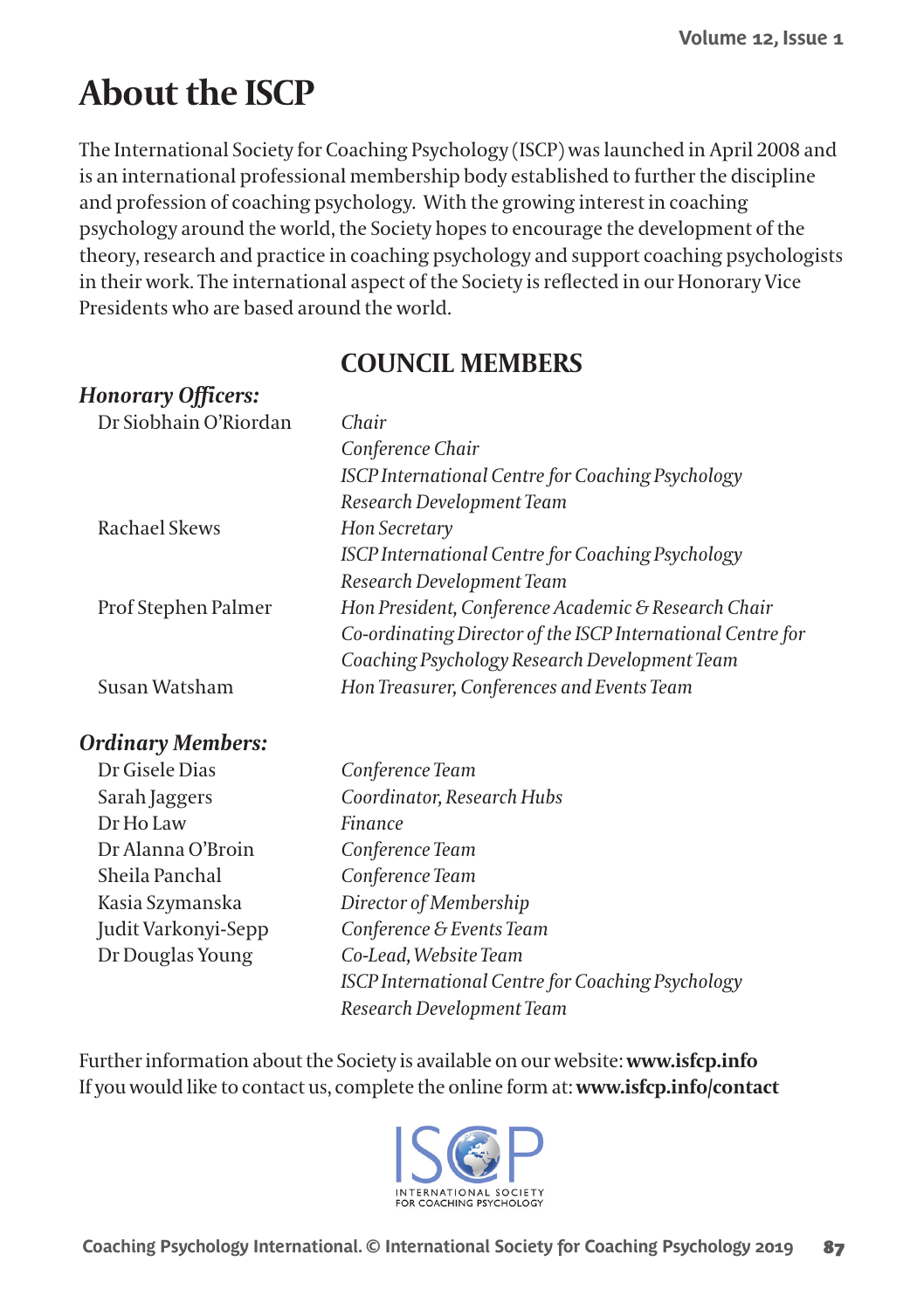# About the ISCP

The International Society for Coaching Psychology (ISCP) was launched in April 2008 and is an international professional membership body established to further the discipline and profession of coaching psychology. With the growing interest in coaching psychology around the world, the Society hopes to encourage the development of the theory, research and practice in coaching psychology and support coaching psychologists in their work. The international aspect of the Society is reflected in our Honorary Vice Presidents who are based around the world.

## COUNCIL MEMBERS

### *Honorary Officers:*

| | |
|---|---|
| Dr Siobhain O'Riordan | *Chair*<br>*Conference Chair*<br>*ISCP International Centre for Coaching Psychology Research Development Team* |
| Rachael Skews | *Hon Secretary*<br>*ISCP International Centre for Coaching Psychology Research Development Team* |
| Prof Stephen Palmer | *Hon President, Conference Academic & Research Chair*<br>*Co-ordinating Director of the ISCP International Centre for Coaching Psychology Research Development Team* |
| Susan Watsham | *Hon Treasurer, Conferences and Events Team* |

### *Ordinary Members:*

| | |
|---|---|
| Dr Gisele Dias | *Conference Team* |
| Sarah Jaggers | *Coordinator, Research Hubs* |
| Dr Ho Law | *Finance* |
| Dr Alanna O'Broin | *Conference Team* |
| Sheila Panchal | *Conference Team* |
| Kasia Szymanska | *Director of Membership* |
| Judit Varkonyi-Sepp | *Conference & Events Team* |
| Dr Douglas Young | *Co-Lead, Website Team*<br>*ISCP International Centre for Coaching Psychology Research Development Team* |

Further information about the Society is available on our website: **www.isfcp.info**
If you would like to contact us, complete the online form at: **www.isfcp.info/contact**

ISCP
INTERNATIONAL SOCIETY FOR COACHING PSYCHOLOGY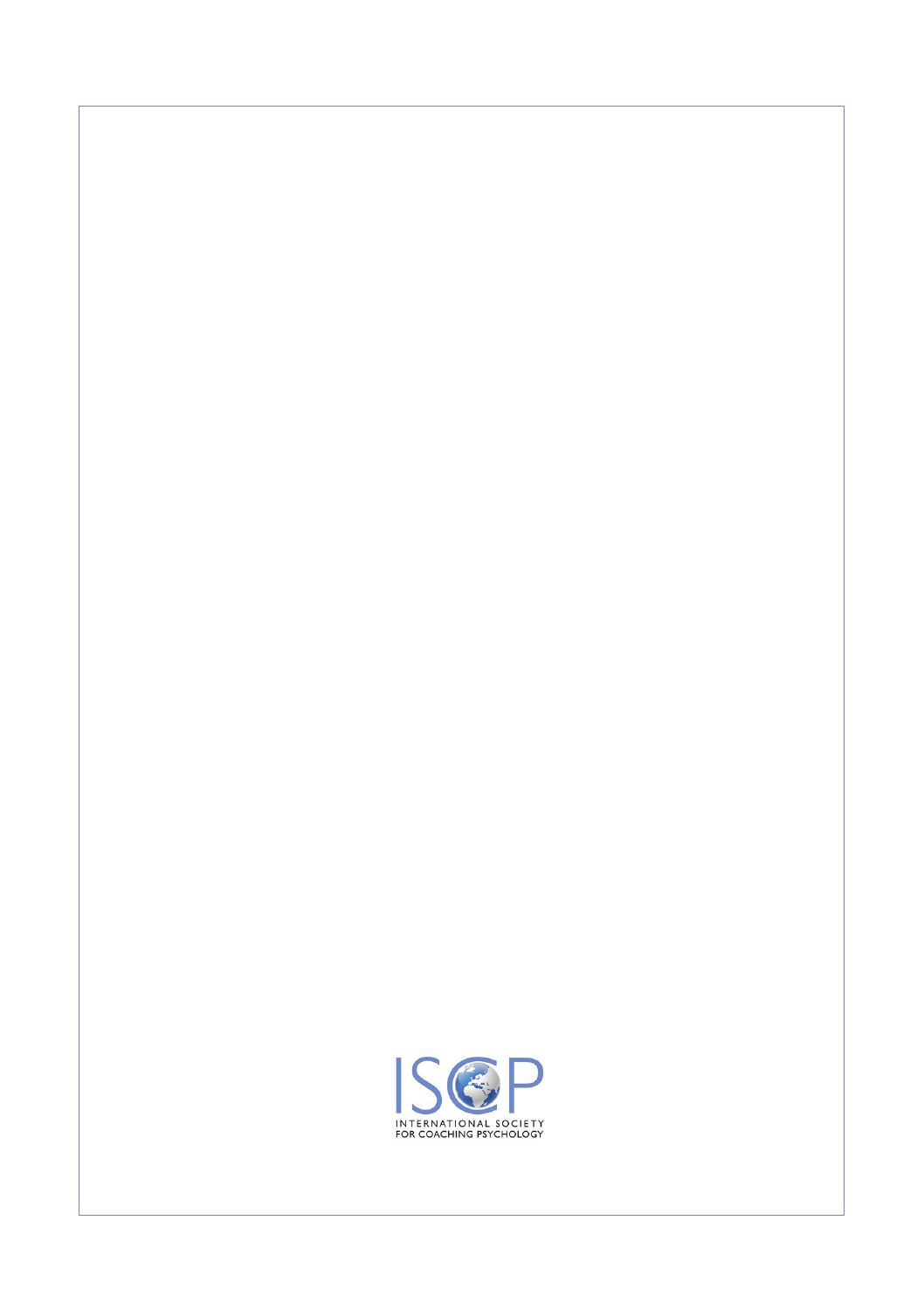ISCP

INTERNATIONAL SOCIETY
FOR COACHING PSYCHOLOGY